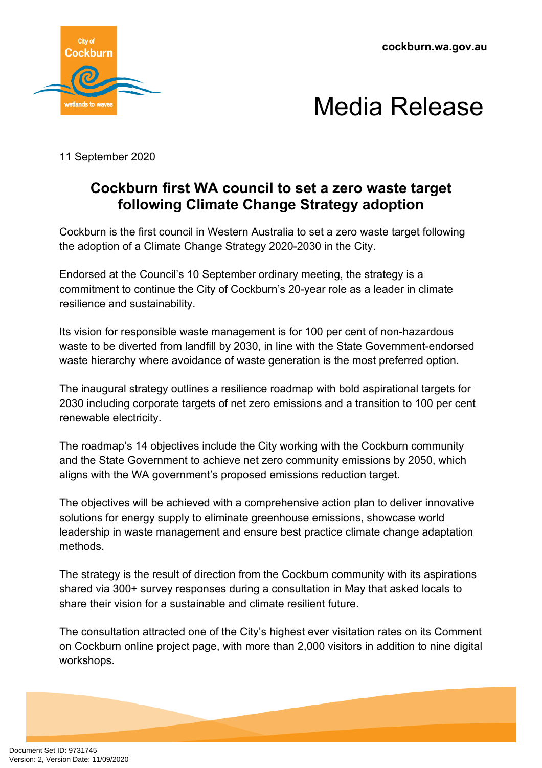cockburn.wa.gov.au

# Media Release

11 September 2020

## Cockburn first WA council to set a zero waste target following Climate Change Strategy adoption

Cockburn is the first council in Western Australia to set a zero waste target following the adoption of a Climate Change Strategy 2020-2030 in the City.

Endorsed at the Council's 10 September ordinary meeting, the strategy is a commitment to continue the City of Cockburn's 20-year role as a leader in climate resilience and sustainability.

Its vision for responsible waste management is for 100 per cent of non-hazardous waste to be diverted from landfill by 2030, in line with the State Government-endorsed waste hierarchy where avoidance of waste generation is the most preferred option.

The inaugural strategy outlines a resilience roadmap with bold aspirational targets for 2030 including corporate targets of net zero emissions and a transition to 100 per cent renewable electricity.

The roadmap's 14 objectives include the City working with the Cockburn community and the State Government to achieve net zero community emissions by 2050, which aligns with the WA government's proposed emissions reduction target.

The objectives will be achieved with a comprehensive action plan to deliver innovative solutions for energy supply to eliminate greenhouse emissions, showcase world leadership in waste management and ensure best practice climate change adaptation methods.

The strategy is the result of direction from the Cockburn community with its aspirations shared via 300+ survey responses during a consultation in May that asked locals to share their vision for a sustainable and climate resilient future.

The consultation attracted one of the City's highest ever visitation rates on its Comment on Cockburn online project page, with more than 2,000 visitors in addition to nine digital workshops.

Document Set ID: 9731745
Version: 2, Version Date: 11/09/2020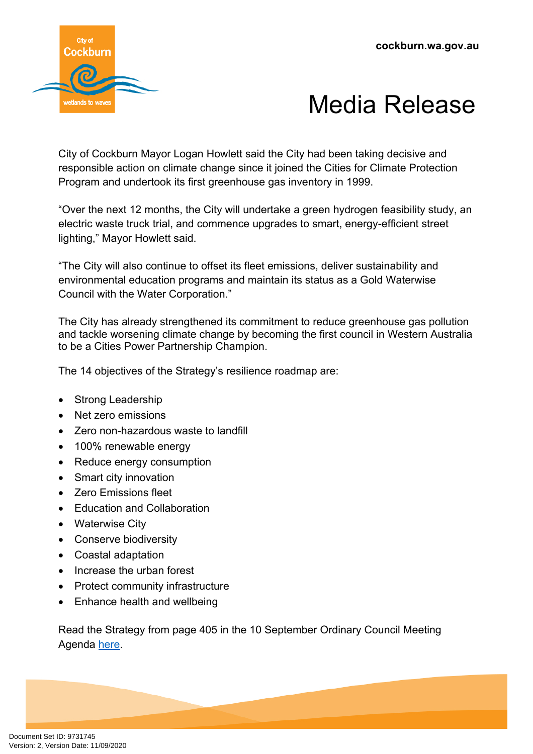City of Cockburn Mayor Logan Howlett said the City had been taking decisive and responsible action on climate change since it joined the Cities for Climate Protection Program and undertook its first greenhouse gas inventory in 1999.

"Over the next 12 months, the City will undertake a green hydrogen feasibility study, an electric waste truck trial, and commence upgrades to smart, energy-efficient street lighting," Mayor Howlett said.

"The City will also continue to offset its fleet emissions, deliver sustainability and environmental education programs and maintain its status as a Gold Waterwise Council with the Water Corporation."

The City has already strengthened its commitment to reduce greenhouse gas pollution and tackle worsening climate change by becoming the first council in Western Australia to be a Cities Power Partnership Champion.

The 14 objectives of the Strategy's resilience roadmap are:

- Strong Leadership
- Net zero emissions
- Zero non-hazardous waste to landfill
- 100% renewable energy
- Reduce energy consumption
- Smart city innovation
- Zero Emissions fleet
- Education and Collaboration
- Waterwise City
- Conserve biodiversity
- Coastal adaptation
- Increase the urban forest
- Protect community infrastructure
- Enhance health and wellbeing

Read the Strategy from page 405 in the 10 September Ordinary Council Meeting Agenda [here](#).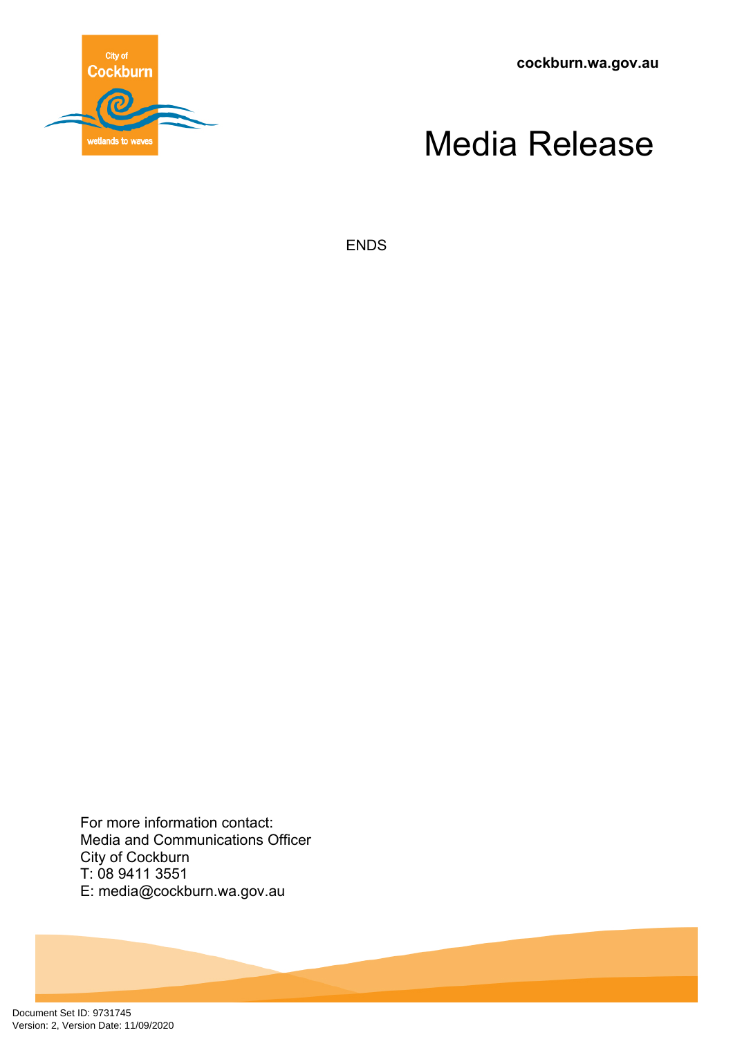cockburn.wa.gov.au

# Media Release

ENDS

For more information contact:
Media and Communications Officer
City of Cockburn
T: 08 9411 3551
E: media@cockburn.wa.gov.au

Document Set ID: 9731745
Version: 2, Version Date: 11/09/2020